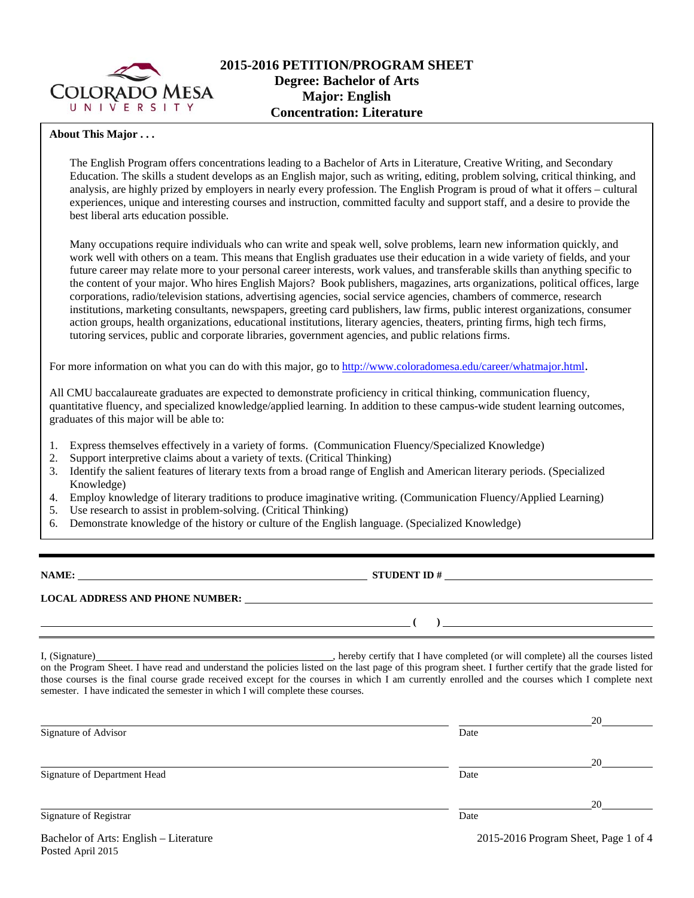# 2015-2016 PETITION/PROGRAM SHEET
## Degree: Bachelor of Arts
## Major: English
## Concentration: Literature

**About This Major . . .**

The English Program offers concentrations leading to a Bachelor of Arts in Literature, Creative Writing, and Secondary Education. The skills a student develops as an English major, such as writing, editing, problem solving, critical thinking, and analysis, are highly prized by employers in nearly every profession. The English Program is proud of what it offers – cultural experiences, unique and interesting courses and instruction, committed faculty and support staff, and a desire to provide the best liberal arts education possible.

Many occupations require individuals who can write and speak well, solve problems, learn new information quickly, and work well with others on a team. This means that English graduates use their education in a wide variety of fields, and your future career may relate more to your personal career interests, work values, and transferable skills than anything specific to the content of your major. Who hires English Majors? Book publishers, magazines, arts organizations, political offices, large corporations, radio/television stations, advertising agencies, social service agencies, chambers of commerce, research institutions, marketing consultants, newspapers, greeting card publishers, law firms, public interest organizations, consumer action groups, health organizations, educational institutions, literary agencies, theaters, printing firms, high tech firms, tutoring services, public and corporate libraries, government agencies, and public relations firms.

For more information on what you can do with this major, go to http://www.coloradomesa.edu/career/whatmajor.html.

All CMU baccalaureate graduates are expected to demonstrate proficiency in critical thinking, communication fluency, quantitative fluency, and specialized knowledge/applied learning. In addition to these campus-wide student learning outcomes, graduates of this major will be able to:

1. Express themselves effectively in a variety of forms. (Communication Fluency/Specialized Knowledge)
2. Support interpretive claims about a variety of texts. (Critical Thinking)
3. Identify the salient features of literary texts from a broad range of English and American literary periods. (Specialized Knowledge)
4. Employ knowledge of literary traditions to produce imaginative writing. (Communication Fluency/Applied Learning)
5. Use research to assist in problem-solving. (Critical Thinking)
6. Demonstrate knowledge of the history or culture of the English language. (Specialized Knowledge)

---

**NAME:** ______________________________ **STUDENT ID #** ______________________________

**LOCAL ADDRESS AND PHONE NUMBER:** ______________________________________________

______________________________________________ **(     )** ______________________________

I, (Signature)______________________________, hereby certify that I have completed (or will complete) all the courses listed on the Program Sheet. I have read and understand the policies listed on the last page of this program sheet. I further certify that the grade listed for those courses is the final course grade received except for the courses in which I am currently enrolled and the courses which I complete next semester. I have indicated the semester in which I will complete these courses.

______________________________________________ ____________________20________
Signature of Advisor Date

______________________________________________ ____________________20________
Signature of Department Head Date

______________________________________________ ____________________20________
Signature of Registrar Date

Bachelor of Arts: English – Literature
Posted April 2015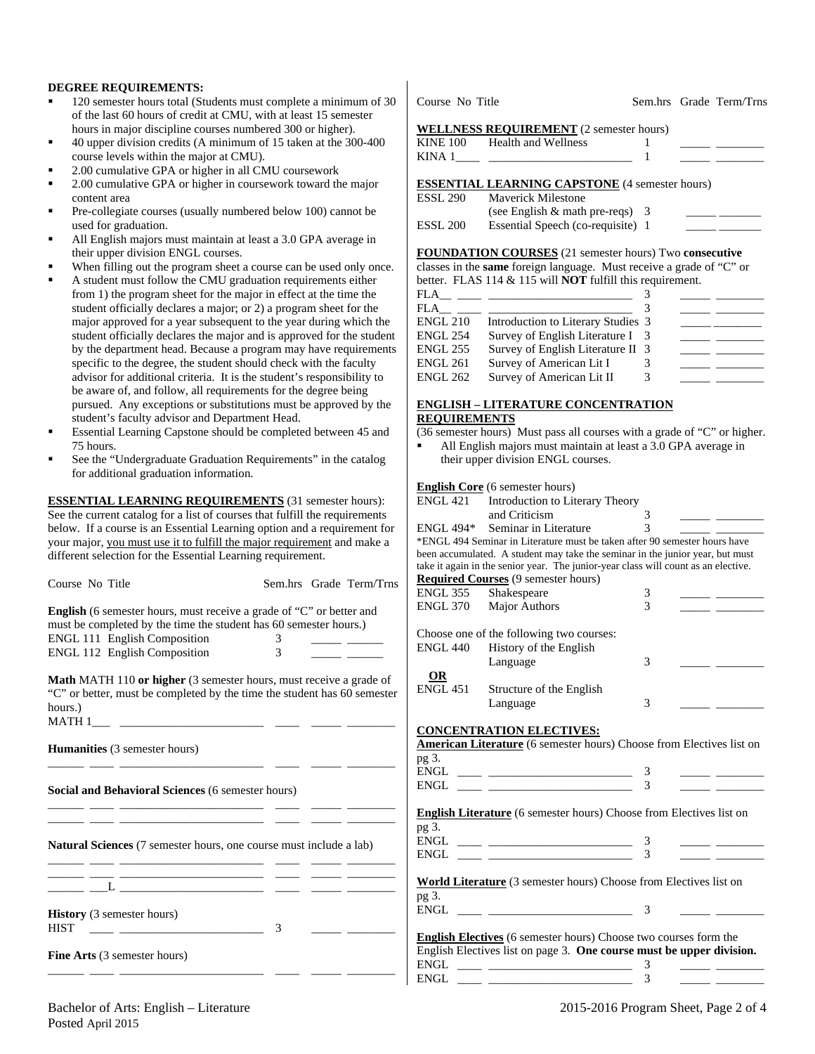**DEGREE REQUIREMENTS:**

- 120 semester hours total (Students must complete a minimum of 30 of the last 60 hours of credit at CMU, with at least 15 semester hours in major discipline courses numbered 300 or higher).
- 40 upper division credits (A minimum of 15 taken at the 300-400 course levels within the major at CMU).
- 2.00 cumulative GPA or higher in all CMU coursework
- 2.00 cumulative GPA or higher in coursework toward the major content area
- Pre-collegiate courses (usually numbered below 100) cannot be used for graduation.
- All English majors must maintain at least a 3.0 GPA average in their upper division ENGL courses.
- When filling out the program sheet a course can be used only once.
- A student must follow the CMU graduation requirements either from 1) the program sheet for the major in effect at the time the student officially declares a major; or 2) a program sheet for the major approved for a year subsequent to the year during which the student officially declares the major and is approved for the student by the department head. Because a program may have requirements specific to the degree, the student should check with the faculty advisor for additional criteria. It is the student's responsibility to be aware of, and follow, all requirements for the degree being pursued. Any exceptions or substitutions must be approved by the student's faculty advisor and Department Head.
- Essential Learning Capstone should be completed between 45 and 75 hours.
- See the "Undergraduate Graduation Requirements" in the catalog for additional graduation information.

**ESSENTIAL LEARNING REQUIREMENTS** (31 semester hours): See the current catalog for a list of courses that fulfill the requirements below. If a course is an Essential Learning option and a requirement for your major, you must use it to fulfill the major requirement and make a different selection for the Essential Learning requirement.

Course No Title — Sem.hrs Grade Term/Trns

**English** (6 semester hours, must receive a grade of "C" or better and must be completed by the time the student has 60 semester hours.)

| Course No | Title | Sem.hrs | Grade | Term/Trns |
|---|---|---|---|---|
| ENGL 111 | English Composition | 3 | | |
| ENGL 112 | English Composition | 3 | | |

**Math** MATH 110 **or higher** (3 semester hours, must receive a grade of "C" or better, must be completed by the time the student has 60 semester hours.)

| Course No | Title | Sem.hrs | Grade | Term/Trns |
|---|---|---|---|---|
| MATH 1___ | | | | |

**Humanities** (3 semester hours)

| Course No | Title | Sem.hrs | Grade | Term/Trns |
|---|---|---|---|---|
| | | | | |

**Social and Behavioral Sciences** (6 semester hours)

| Course No | Title | Sem.hrs | Grade | Term/Trns |
|---|---|---|---|---|
| | | | | |
| | | | | |

**Natural Sciences** (7 semester hours, one course must include a lab)

| Course No | Title | Sem.hrs | Grade | Term/Trns |
|---|---|---|---|---|
| | | | | |
| | | | | |
| ___L | | | | |

**History** (3 semester hours)

| Course No | Title | Sem.hrs | Grade | Term/Trns |
|---|---|---|---|---|
| HIST | | 3 | | |

**Fine Arts** (3 semester hours)

| Course No | Title | Sem.hrs | Grade | Term/Trns |
|---|---|---|---|---|
| | | | | |

**WELLNESS REQUIREMENT** (2 semester hours)

| Course No | Title | Sem.hrs | Grade | Term/Trns |
|---|---|---|---|---|
| KINE 100 | Health and Wellness | 1 | | |
| KINA 1____ | | 1 | | |

**ESSENTIAL LEARNING CAPSTONE** (4 semester hours)

| Course No | Title | Sem.hrs | Grade | Term/Trns |
|---|---|---|---|---|
| ESSL 290 | Maverick Milestone (see English & math pre-reqs) | 3 | | |
| ESSL 200 | Essential Speech (co-requisite) | 1 | | |

**FOUNDATION COURSES** (21 semester hours) Two **consecutive** classes in the **same** foreign language. Must receive a grade of "C" or better. FLAS 114 & 115 will **NOT** fulfill this requirement.

| Course No | Title | Sem.hrs | Grade | Term/Trns |
|---|---|---|---|---|
| FLA__ ____ | | 3 | | |
| FLA__ ____ | | 3 | | |
| ENGL 210 | Introduction to Literary Studies | 3 | | |
| ENGL 254 | Survey of English Literature I | 3 | | |
| ENGL 255 | Survey of English Literature II | 3 | | |
| ENGL 261 | Survey of American Lit I | 3 | | |
| ENGL 262 | Survey of American Lit II | 3 | | |

**ENGLISH – LITERATURE CONCENTRATION REQUIREMENTS**

(36 semester hours) Must pass all courses with a grade of "C" or higher.

- All English majors must maintain at least a 3.0 GPA average in their upper division ENGL courses.

**English Core** (6 semester hours)

| Course No | Title | Sem.hrs | Grade | Term/Trns |
|---|---|---|---|---|
| ENGL 421 | Introduction to Literary Theory and Criticism | 3 | | |
| ENGL 494* | Seminar in Literature | 3 | | |

*ENGL 494 Seminar in Literature must be taken after 90 semester hours have been accumulated. A student may take the seminar in the junior year, but must take it again in the senior year. The junior-year class will count as an elective.

**Required Courses** (9 semester hours)

| Course No | Title | Sem.hrs | Grade | Term/Trns |
|---|---|---|---|---|
| ENGL 355 | Shakespeare | 3 | | |
| ENGL 370 | Major Authors | 3 | | |

Choose one of the following two courses:

| Course No | Title | Sem.hrs | Grade | Term/Trns |
|---|---|---|---|---|
| ENGL 440 | History of the English Language | 3 | | |
| **OR** | | | | |
| ENGL 451 | Structure of the English Language | 3 | | |

**CONCENTRATION ELECTIVES:**

**American Literature** (6 semester hours) Choose from Electives list on pg 3.

| Course No | Title | Sem.hrs | Grade | Term/Trns |
|---|---|---|---|---|
| ENGL ____ | | 3 | | |
| ENGL ____ | | 3 | | |

**English Literature** (6 semester hours) Choose from Electives list on pg 3.

| Course No | Title | Sem.hrs | Grade | Term/Trns |
|---|---|---|---|---|
| ENGL ____ | | 3 | | |
| ENGL ____ | | 3 | | |

**World Literature** (3 semester hours) Choose from Electives list on pg 3.

| Course No | Title | Sem.hrs | Grade | Term/Trns |
|---|---|---|---|---|
| ENGL ____ | | 3 | | |

**English Electives** (6 semester hours) Choose two courses form the English Electives list on page 3. **One course must be upper division.**

| Course No | Title | Sem.hrs | Grade | Term/Trns |
|---|---|---|---|---|
| ENGL ____ | | 3 | | |
| ENGL ____ | | 3 | | |

Bachelor of Arts: English – Literature
Posted April 2015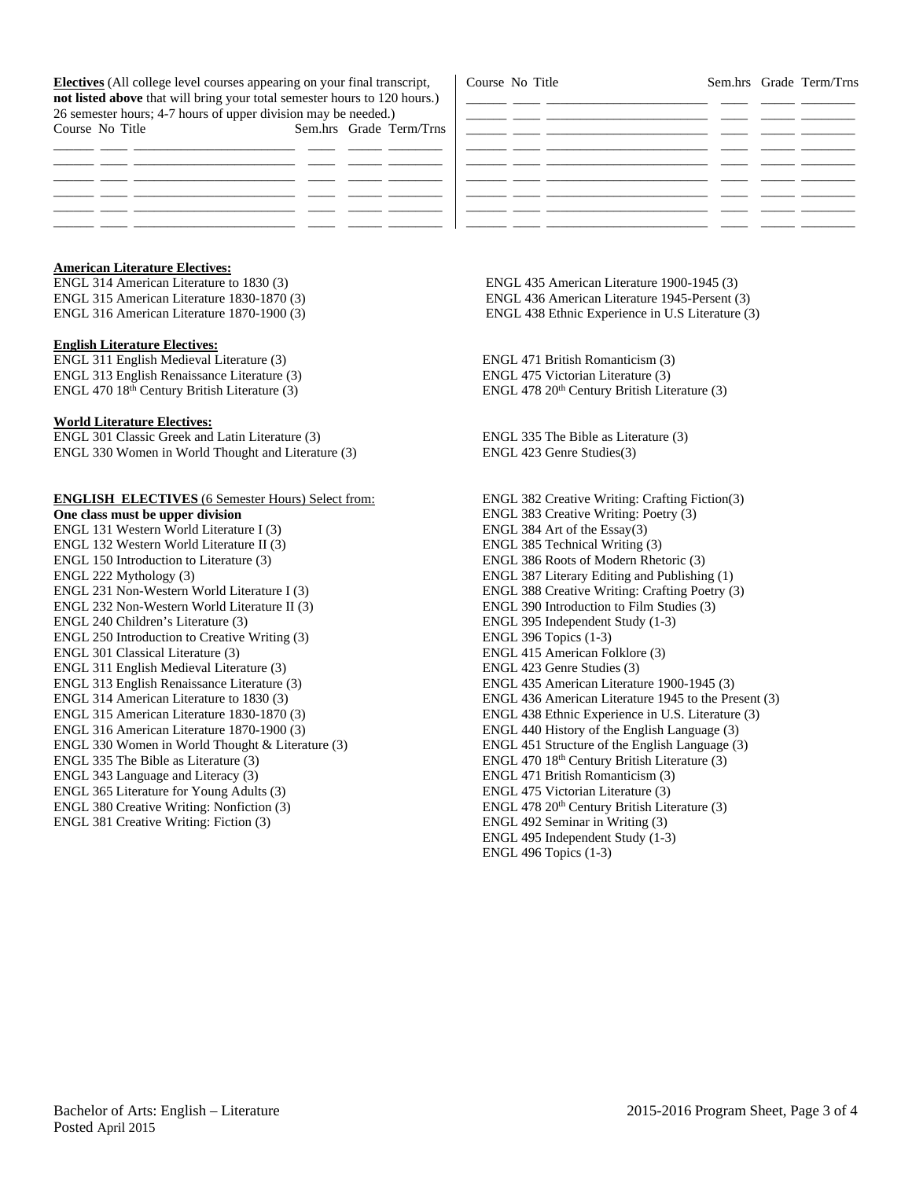**Electives** (All college level courses appearing on your final transcript, **not listed above** that will bring your total semester hours to 120 hours.) 26 semester hours; 4-7 hours of upper division may be needed.)

| Course | No | Title | Sem.hrs | Grade | Term/Trns |
|---|---|---|---|---|---|
| | | | | | |
| | | | | | |
| | | | | | |
| | | | | | |
| | | | | | |
| | | | | | |

| Course | No | Title | Sem.hrs | Grade | Term/Trns |
|---|---|---|---|---|---|
| | | | | | |
| | | | | | |
| | | | | | |
| | | | | | |
| | | | | | |
| | | | | | |
| | | | | | |
| | | | | | |

**American Literature Electives:**

ENGL 314 American Literature to 1830 (3)
ENGL 315 American Literature 1830-1870 (3)
ENGL 316 American Literature 1870-1900 (3)
ENGL 435 American Literature 1900-1945 (3)
ENGL 436 American Literature 1945-Persent (3)
ENGL 438 Ethnic Experience in U.S Literature (3)

**English Literature Electives:**

ENGL 311 English Medieval Literature (3)
ENGL 313 English Renaissance Literature (3)
ENGL 470 18th Century British Literature (3)
ENGL 471 British Romanticism (3)
ENGL 475 Victorian Literature (3)
ENGL 478 20th Century British Literature (3)

**World Literature Electives:**

ENGL 301 Classic Greek and Latin Literature (3)
ENGL 330 Women in World Thought and Literature (3)
ENGL 335 The Bible as Literature (3)
ENGL 423 Genre Studies(3)

**ENGLISH ELECTIVES** (6 Semester Hours) Select from:
**One class must be upper division**

ENGL 131 Western World Literature I (3)
ENGL 132 Western World Literature II (3)
ENGL 150 Introduction to Literature (3)
ENGL 222 Mythology (3)
ENGL 231 Non-Western World Literature I (3)
ENGL 232 Non-Western World Literature II (3)
ENGL 240 Children's Literature (3)
ENGL 250 Introduction to Creative Writing (3)
ENGL 301 Classical Literature (3)
ENGL 311 English Medieval Literature (3)
ENGL 313 English Renaissance Literature (3)
ENGL 314 American Literature to 1830 (3)
ENGL 315 American Literature 1830-1870 (3)
ENGL 316 American Literature 1870-1900 (3)
ENGL 330 Women in World Thought & Literature (3)
ENGL 335 The Bible as Literature (3)
ENGL 343 Language and Literacy (3)
ENGL 365 Literature for Young Adults (3)
ENGL 380 Creative Writing: Nonfiction (3)
ENGL 381 Creative Writing: Fiction (3)
ENGL 382 Creative Writing: Crafting Fiction(3)
ENGL 383 Creative Writing: Poetry (3)
ENGL 384 Art of the Essay(3)
ENGL 385 Technical Writing (3)
ENGL 386 Roots of Modern Rhetoric (3)
ENGL 387 Literary Editing and Publishing (1)
ENGL 388 Creative Writing: Crafting Poetry (3)
ENGL 390 Introduction to Film Studies (3)
ENGL 395 Independent Study (1-3)
ENGL 396 Topics (1-3)
ENGL 415 American Folklore (3)
ENGL 423 Genre Studies (3)
ENGL 435 American Literature 1900-1945 (3)
ENGL 436 American Literature 1945 to the Present (3)
ENGL 438 Ethnic Experience in U.S. Literature (3)
ENGL 440 History of the English Language (3)
ENGL 451 Structure of the English Language (3)
ENGL 470 18th Century British Literature (3)
ENGL 471 British Romanticism (3)
ENGL 475 Victorian Literature (3)
ENGL 478 20th Century British Literature (3)
ENGL 492 Seminar in Writing (3)
ENGL 495 Independent Study (1-3)
ENGL 496 Topics (1-3)

Bachelor of Arts: English – Literature
Posted April 2015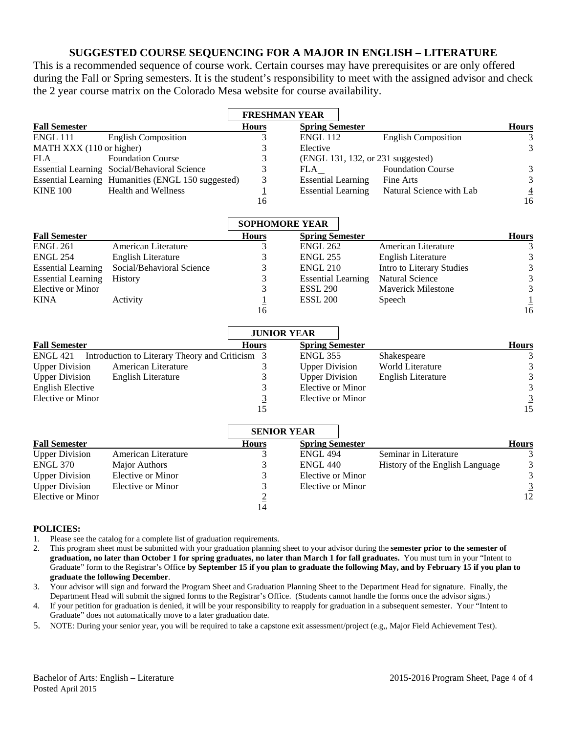## SUGGESTED COURSE SEQUENCING FOR A MAJOR IN ENGLISH – LITERATURE

This is a recommended sequence of course work. Certain courses may have prerequisites or are only offered during the Fall or Spring semesters. It is the student's responsibility to meet with the assigned advisor and check the 2 year course matrix on the Colorado Mesa website for course availability.

### FRESHMAN YEAR

| Fall Semester | | Hours | Spring Semester | | Hours |
|---|---|---|---|---|---|
| ENGL 111 | English Composition | 3 | ENGL 112 | English Composition | 3 |
| MATH XXX (110 or higher) | | 3 | Elective | | 3 |
| FLA__ | Foundation Course | 3 | (ENGL 131, 132, or 231 suggested) | | |
| Essential Learning | Social/Behavioral Science | 3 | FLA__ | Foundation Course | 3 |
| Essential Learning | Humanities (ENGL 150 suggested) | 3 | Essential Learning | Fine Arts | 3 |
| KINE 100 | Health and Wellness | 1 | Essential Learning | Natural Science with Lab | 4 |
| | | 16 | | | 16 |

### SOPHOMORE YEAR

| Fall Semester | | Hours | Spring Semester | | Hours |
|---|---|---|---|---|---|
| ENGL 261 | American Literature | 3 | ENGL 262 | American Literature | 3 |
| ENGL 254 | English Literature | 3 | ENGL 255 | English Literature | 3 |
| Essential Learning | Social/Behavioral Science | 3 | ENGL 210 | Intro to Literary Studies | 3 |
| Essential Learning | History | 3 | Essential Learning | Natural Science | 3 |
| Elective or Minor | | 3 | ESSL 290 | Maverick Milestone | 3 |
| KINA | Activity | 1 | ESSL 200 | Speech | 1 |
| | | 16 | | | 16 |

### JUNIOR YEAR

| Fall Semester | | Hours | Spring Semester | | Hours |
|---|---|---|---|---|---|
| ENGL 421 | Introduction to Literary Theory and Criticism | 3 | ENGL 355 | Shakespeare | 3 |
| Upper Division | American Literature | 3 | Upper Division | World Literature | 3 |
| Upper Division | English Literature | 3 | Upper Division | English Literature | 3 |
| English Elective | | 3 | Elective or Minor | | 3 |
| Elective or Minor | | 3 | Elective or Minor | | 3 |
| | | 15 | | | 15 |

### SENIOR YEAR

| Fall Semester | | Hours | Spring Semester | | Hours |
|---|---|---|---|---|---|
| Upper Division | American Literature | 3 | ENGL 494 | Seminar in Literature | 3 |
| ENGL 370 | Major Authors | 3 | ENGL 440 | History of the English Language | 3 |
| Upper Division | Elective or Minor | 3 | Elective or Minor | | 3 |
| Upper Division | Elective or Minor | 3 | Elective or Minor | | 3 |
| Elective or Minor | | 2 | | | 12 |
| | | 14 | | | |

**POLICIES:**

1. Please see the catalog for a complete list of graduation requirements.
2. This program sheet must be submitted with your graduation planning sheet to your advisor during the **semester prior to the semester of graduation, no later than October 1 for spring graduates, no later than March 1 for fall graduates.** You must turn in your "Intent to Graduate" form to the Registrar's Office **by September 15 if you plan to graduate the following May, and by February 15 if you plan to graduate the following December**.
3. Your advisor will sign and forward the Program Sheet and Graduation Planning Sheet to the Department Head for signature. Finally, the Department Head will submit the signed forms to the Registrar's Office. (Students cannot handle the forms once the advisor signs.)
4. If your petition for graduation is denied, it will be your responsibility to reapply for graduation in a subsequent semester. Your "Intent to Graduate" does not automatically move to a later graduation date.
5. NOTE: During your senior year, you will be required to take a capstone exit assessment/project (e.g,, Major Field Achievement Test).

Bachelor of Arts: English – Literature
Posted April 2015